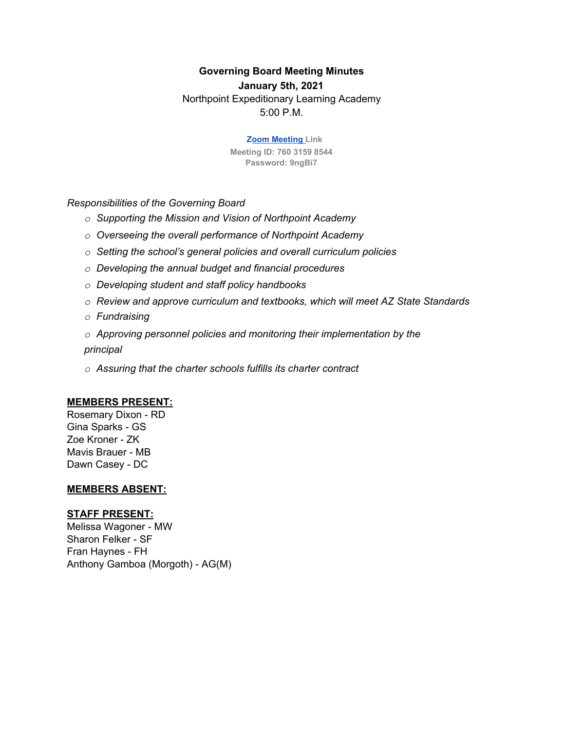**Governing Board Meeting Minutes**
**January 5th, 2021**
Northpoint Expeditionary Learning Academy
5:00 P.M.

**Zoom Meeting Link**
**Meeting ID: 760 3159 8544**
**Password: 9ngBi7**

*Responsibilities of the Governing Board*

- *Supporting the Mission and Vision of Northpoint Academy*
- *Overseeing the overall performance of Northpoint Academy*
- *Setting the school's general policies and overall curriculum policies*
- *Developing the annual budget and financial procedures*
- *Developing student and staff policy handbooks*
- *Review and approve curriculum and textbooks, which will meet AZ State Standards*
- *Fundraising*
- *Approving personnel policies and monitoring their implementation by the principal*
- *Assuring that the charter schools fulfills its charter contract*

**MEMBERS PRESENT:**

Rosemary Dixon - RD
Gina Sparks - GS
Zoe Kroner - ZK
Mavis Brauer - MB
Dawn Casey - DC

**MEMBERS ABSENT:**

**STAFF PRESENT:**

Melissa Wagoner - MW
Sharon Felker - SF
Fran Haynes - FH
Anthony Gamboa (Morgoth) - AG(M)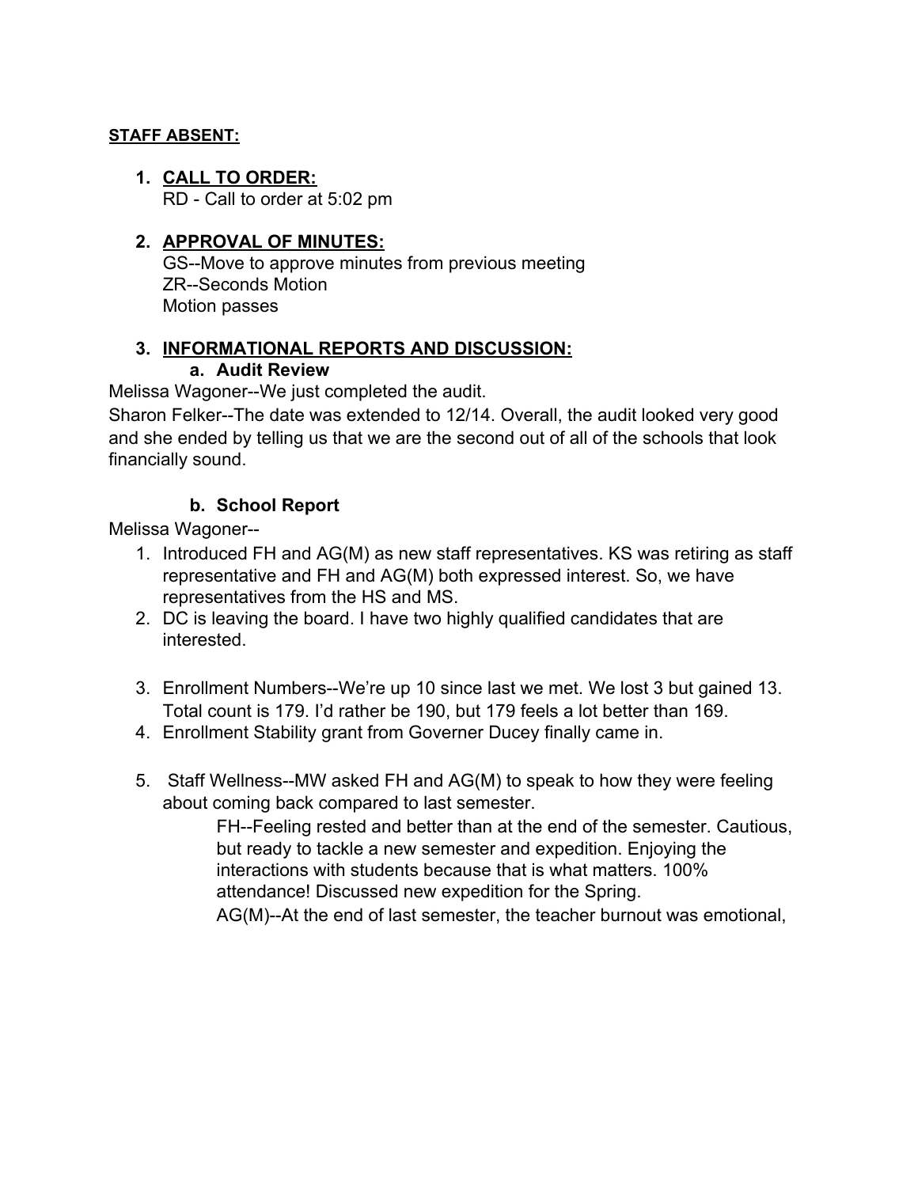**STAFF ABSENT:**

1. **CALL TO ORDER:**
   RD - Call to order at 5:02 pm

2. **APPROVAL OF MINUTES:**
   GS--Move to approve minutes from previous meeting
   ZR--Seconds Motion
   Motion passes

3. **INFORMATIONAL REPORTS AND DISCUSSION:**
   **a. Audit Review**

Melissa Wagoner--We just completed the audit.
Sharon Felker--The date was extended to 12/14. Overall, the audit looked very good and she ended by telling us that we are the second out of all of the schools that look financially sound.

   **b. School Report**

Melissa Wagoner--

1. Introduced FH and AG(M) as new staff representatives. KS was retiring as staff representative and FH and AG(M) both expressed interest. So, we have representatives from the HS and MS.
2. DC is leaving the board. I have two highly qualified candidates that are interested.
3. Enrollment Numbers--We're up 10 since last we met. We lost 3 but gained 13. Total count is 179. I'd rather be 190, but 179 feels a lot better than 169.
4. Enrollment Stability grant from Governer Ducey finally came in.
5. Staff Wellness--MW asked FH and AG(M) to speak to how they were feeling about coming back compared to last semester.

   FH--Feeling rested and better than at the end of the semester. Cautious, but ready to tackle a new semester and expedition. Enjoying the interactions with students because that is what matters. 100% attendance! Discussed new expedition for the Spring.

   AG(M)--At the end of last semester, the teacher burnout was emotional,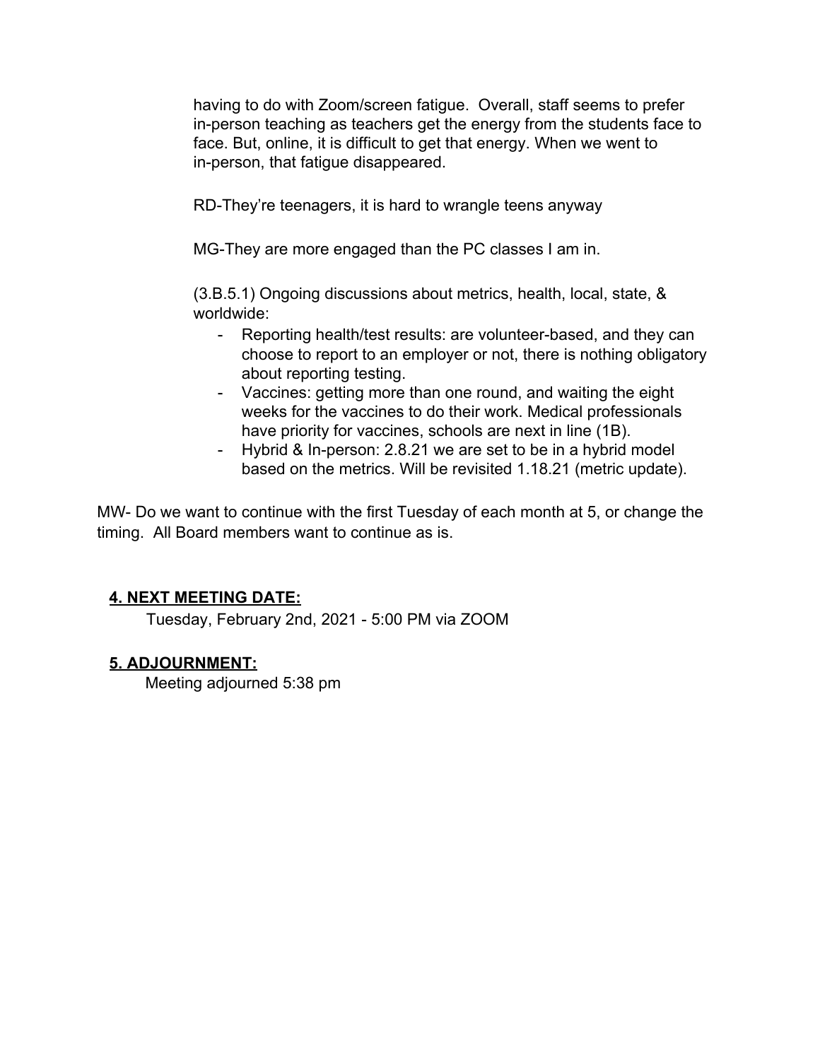having to do with Zoom/screen fatigue. Overall, staff seems to prefer in-person teaching as teachers get the energy from the students face to face. But, online, it is difficult to get that energy. When we went to in-person, that fatigue disappeared.

RD-They're teenagers, it is hard to wrangle teens anyway

MG-They are more engaged than the PC classes I am in.

(3.B.5.1) Ongoing discussions about metrics, health, local, state, & worldwide:

- Reporting health/test results: are volunteer-based, and they can choose to report to an employer or not, there is nothing obligatory about reporting testing.
- Vaccines: getting more than one round, and waiting the eight weeks for the vaccines to do their work. Medical professionals have priority for vaccines, schools are next in line (1B).
- Hybrid & In-person: 2.8.21 we are set to be in a hybrid model based on the metrics. Will be revisited 1.18.21 (metric update).

MW- Do we want to continue with the first Tuesday of each month at 5, or change the timing. All Board members want to continue as is.

**4. NEXT MEETING DATE:**

Tuesday, February 2nd, 2021 - 5:00 PM via ZOOM

**5. ADJOURNMENT:**

Meeting adjourned 5:38 pm